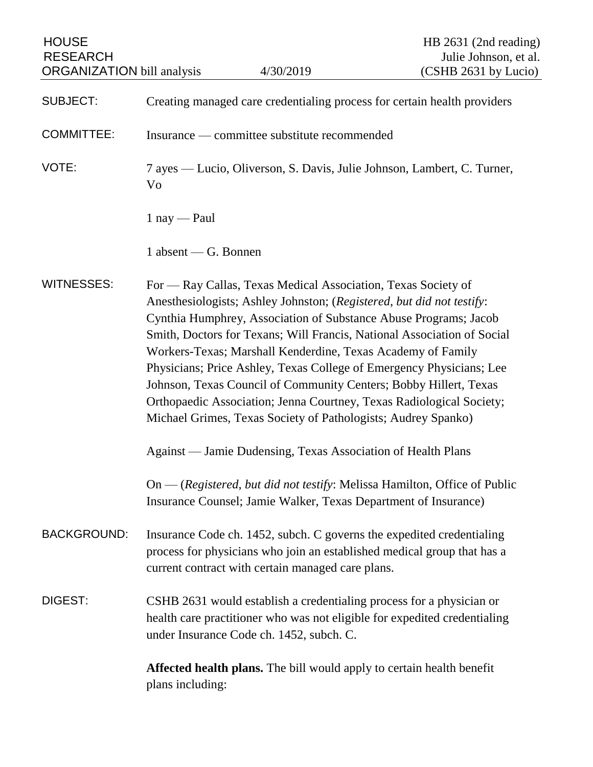HOUSE RESEARCH ORGANIZATION bill analysis — 4/30/2019 — HB 2631 (2nd reading), Julie Johnson, et al. (CSHB 2631 by Lucio)

SUBJECT: Creating managed care credentialing process for certain health providers

COMMITTEE: Insurance — committee substitute recommended

VOTE: 7 ayes — Lucio, Oliverson, S. Davis, Julie Johnson, Lambert, C. Turner, Vo

1 nay — Paul

1 absent — G. Bonnen

WITNESSES: For — Ray Callas, Texas Medical Association, Texas Society of Anesthesiologists; Ashley Johnston; (*Registered, but did not testify*: Cynthia Humphrey, Association of Substance Abuse Programs; Jacob Smith, Doctors for Texans; Will Francis, National Association of Social Workers-Texas; Marshall Kenderdine, Texas Academy of Family Physicians; Price Ashley, Texas College of Emergency Physicians; Lee Johnson, Texas Council of Community Centers; Bobby Hillert, Texas Orthopaedic Association; Jenna Courtney, Texas Radiological Society; Michael Grimes, Texas Society of Pathologists; Audrey Spanko)

Against — Jamie Dudensing, Texas Association of Health Plans

On — (*Registered, but did not testify*: Melissa Hamilton, Office of Public Insurance Counsel; Jamie Walker, Texas Department of Insurance)

BACKGROUND: Insurance Code ch. 1452, subch. C governs the expedited credentialing process for physicians who join an established medical group that has a current contract with certain managed care plans.

DIGEST: CSHB 2631 would establish a credentialing process for a physician or health care practitioner who was not eligible for expedited credentialing under Insurance Code ch. 1452, subch. C.

**Affected health plans.** The bill would apply to certain health benefit plans including: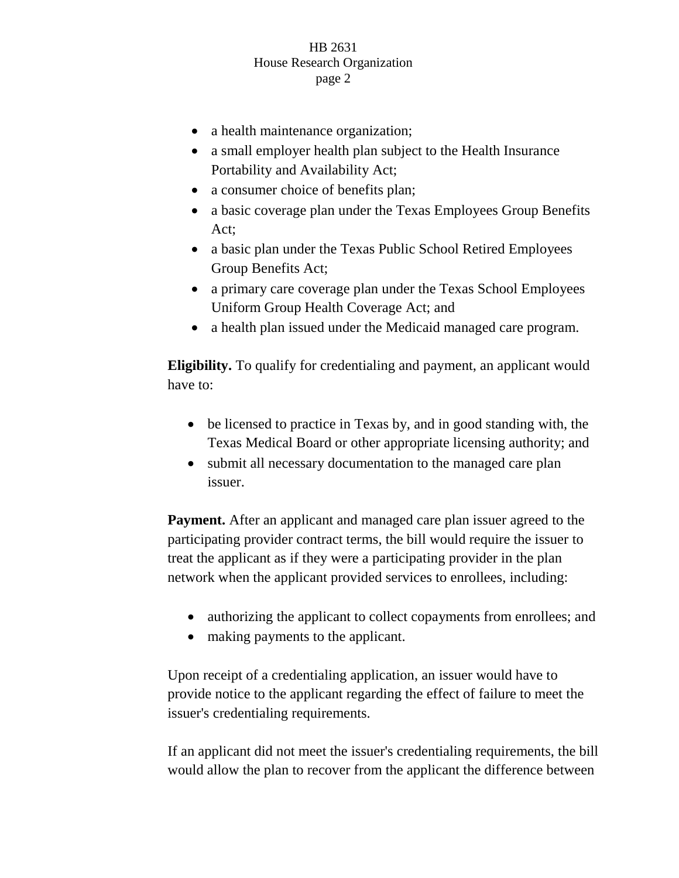- a health maintenance organization;
- a small employer health plan subject to the Health Insurance Portability and Availability Act;
- a consumer choice of benefits plan;
- a basic coverage plan under the Texas Employees Group Benefits Act;
- a basic plan under the Texas Public School Retired Employees Group Benefits Act;
- a primary care coverage plan under the Texas School Employees Uniform Group Health Coverage Act; and
- a health plan issued under the Medicaid managed care program.

**Eligibility.** To qualify for credentialing and payment, an applicant would have to:

- be licensed to practice in Texas by, and in good standing with, the Texas Medical Board or other appropriate licensing authority; and
- submit all necessary documentation to the managed care plan issuer.

**Payment.** After an applicant and managed care plan issuer agreed to the participating provider contract terms, the bill would require the issuer to treat the applicant as if they were a participating provider in the plan network when the applicant provided services to enrollees, including:

- authorizing the applicant to collect copayments from enrollees; and
- making payments to the applicant.

Upon receipt of a credentialing application, an issuer would have to provide notice to the applicant regarding the effect of failure to meet the issuer's credentialing requirements.

If an applicant did not meet the issuer's credentialing requirements, the bill would allow the plan to recover from the applicant the difference between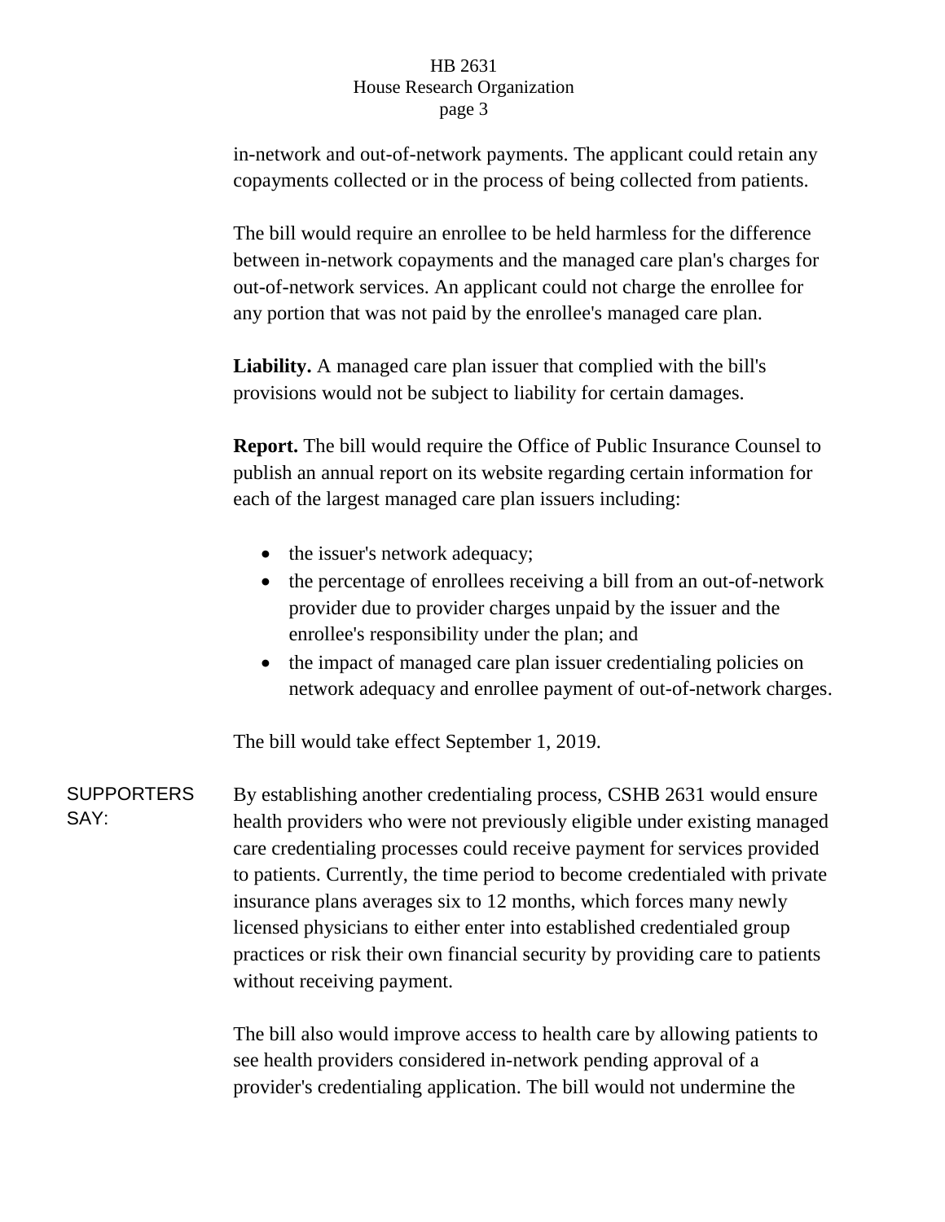in-network and out-of-network payments. The applicant could retain any copayments collected or in the process of being collected from patients.

The bill would require an enrollee to be held harmless for the difference between in-network copayments and the managed care plan's charges for out-of-network services. An applicant could not charge the enrollee for any portion that was not paid by the enrollee's managed care plan.

**Liability.** A managed care plan issuer that complied with the bill's provisions would not be subject to liability for certain damages.

**Report.** The bill would require the Office of Public Insurance Counsel to publish an annual report on its website regarding certain information for each of the largest managed care plan issuers including:

- the issuer's network adequacy;
- the percentage of enrollees receiving a bill from an out-of-network provider due to provider charges unpaid by the issuer and the enrollee's responsibility under the plan; and
- the impact of managed care plan issuer credentialing policies on network adequacy and enrollee payment of out-of-network charges.

The bill would take effect September 1, 2019.

SUPPORTERS SAY:

By establishing another credentialing process, CSHB 2631 would ensure health providers who were not previously eligible under existing managed care credentialing processes could receive payment for services provided to patients. Currently, the time period to become credentialed with private insurance plans averages six to 12 months, which forces many newly licensed physicians to either enter into established credentialed group practices or risk their own financial security by providing care to patients without receiving payment.

The bill also would improve access to health care by allowing patients to see health providers considered in-network pending approval of a provider's credentialing application. The bill would not undermine the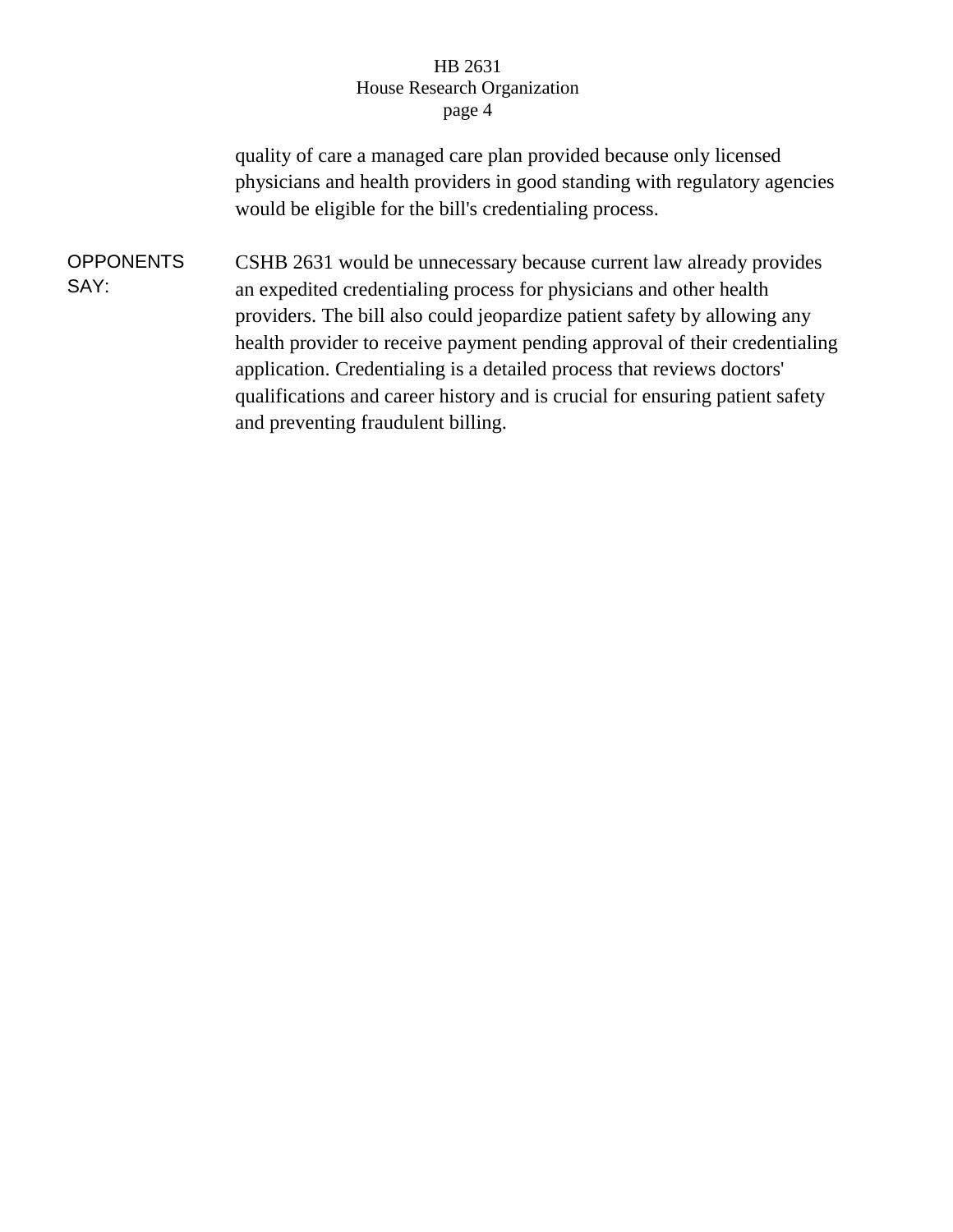quality of care a managed care plan provided because only licensed physicians and health providers in good standing with regulatory agencies would be eligible for the bill's credentialing process.

**OPPONENTS SAY:**

CSHB 2631 would be unnecessary because current law already provides an expedited credentialing process for physicians and other health providers. The bill also could jeopardize patient safety by allowing any health provider to receive payment pending approval of their credentialing application. Credentialing is a detailed process that reviews doctors' qualifications and career history and is crucial for ensuring patient safety and preventing fraudulent billing.